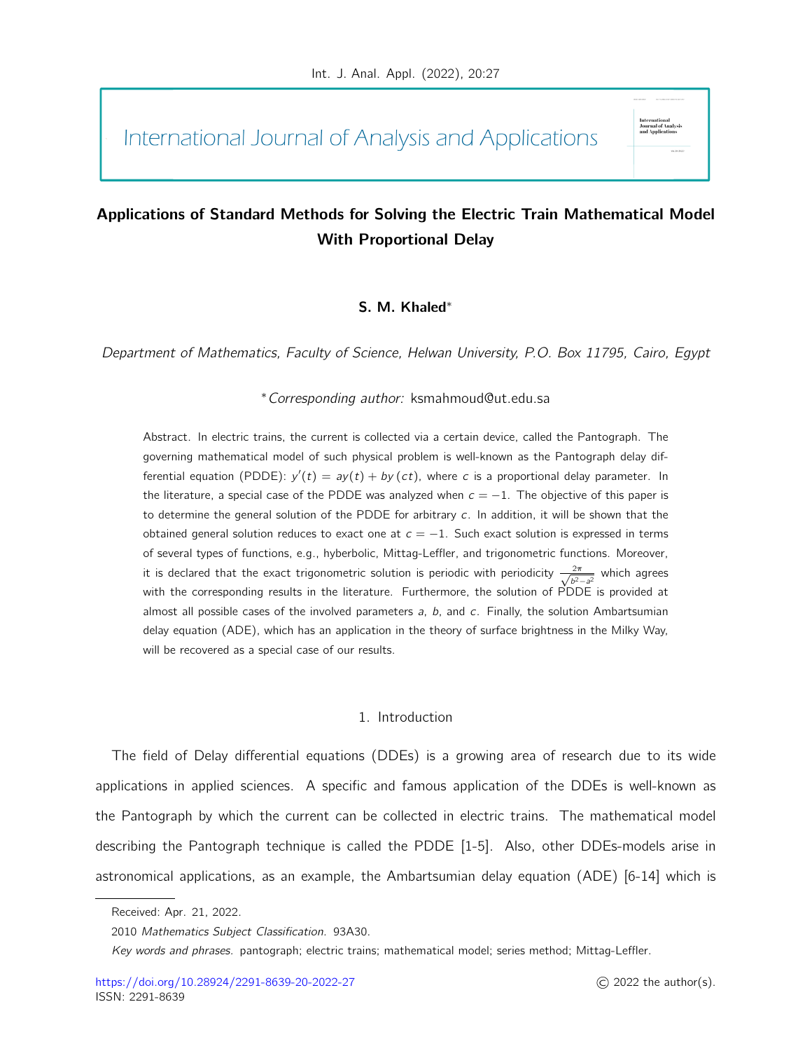# Applications of Standard Methods for Solving the Electric Train Mathematical Model With Proportional Delay

**S. M. Khaled***

*Department of Mathematics, Faculty of Science, Helwan University, P.O. Box 11795, Cairo, Egypt*

**Corresponding author:* ksmahmoud@ut.edu.sa

Abstract. In electric trains, the current is collected via a certain device, called the Pantograph. The governing mathematical model of such physical problem is well-known as the Pantograph delay differential equation (PDDE): $y'(t) = ay(t) + by(ct)$, where $c$ is a proportional delay parameter. In the literature, a special case of the PDDE was analyzed when $c = -1$. The objective of this paper is to determine the general solution of the PDDE for arbitrary $c$. In addition, it will be shown that the obtained general solution reduces to exact one at $c = -1$. Such exact solution is expressed in terms of several types of functions, e.g., hyberbolic, Mittag-Leffler, and trigonometric functions. Moreover, it is declared that the exact trigonometric solution is periodic with periodicity $\frac{2\pi}{\sqrt{b^2-a^2}}$ which agrees with the corresponding results in the literature. Furthermore, the solution of PDDE is provided at almost all possible cases of the involved parameters $a$, $b$, and $c$. Finally, the solution Ambartsumian delay equation (ADE), which has an application in the theory of surface brightness in the Milky Way, will be recovered as a special case of our results.

## 1. Introduction

The field of Delay differential equations (DDEs) is a growing area of research due to its wide applications in applied sciences. A specific and famous application of the DDEs is well-known as the Pantograph by which the current can be collected in electric trains. The mathematical model describing the Pantograph technique is called the PDDE [1-5]. Also, other DDEs-models arise in astronomical applications, as an example, the Ambartsumian delay equation (ADE) [6-14] which is

Received: Apr. 21, 2022.

2010 *Mathematics Subject Classification.* 93A30.

*Key words and phrases.* pantograph; electric trains; mathematical model; series method; Mittag-Leffler.

https://doi.org/10.28924/2291-8639-20-2022-27

ISSN: 2291-8639

© 2022 the author(s).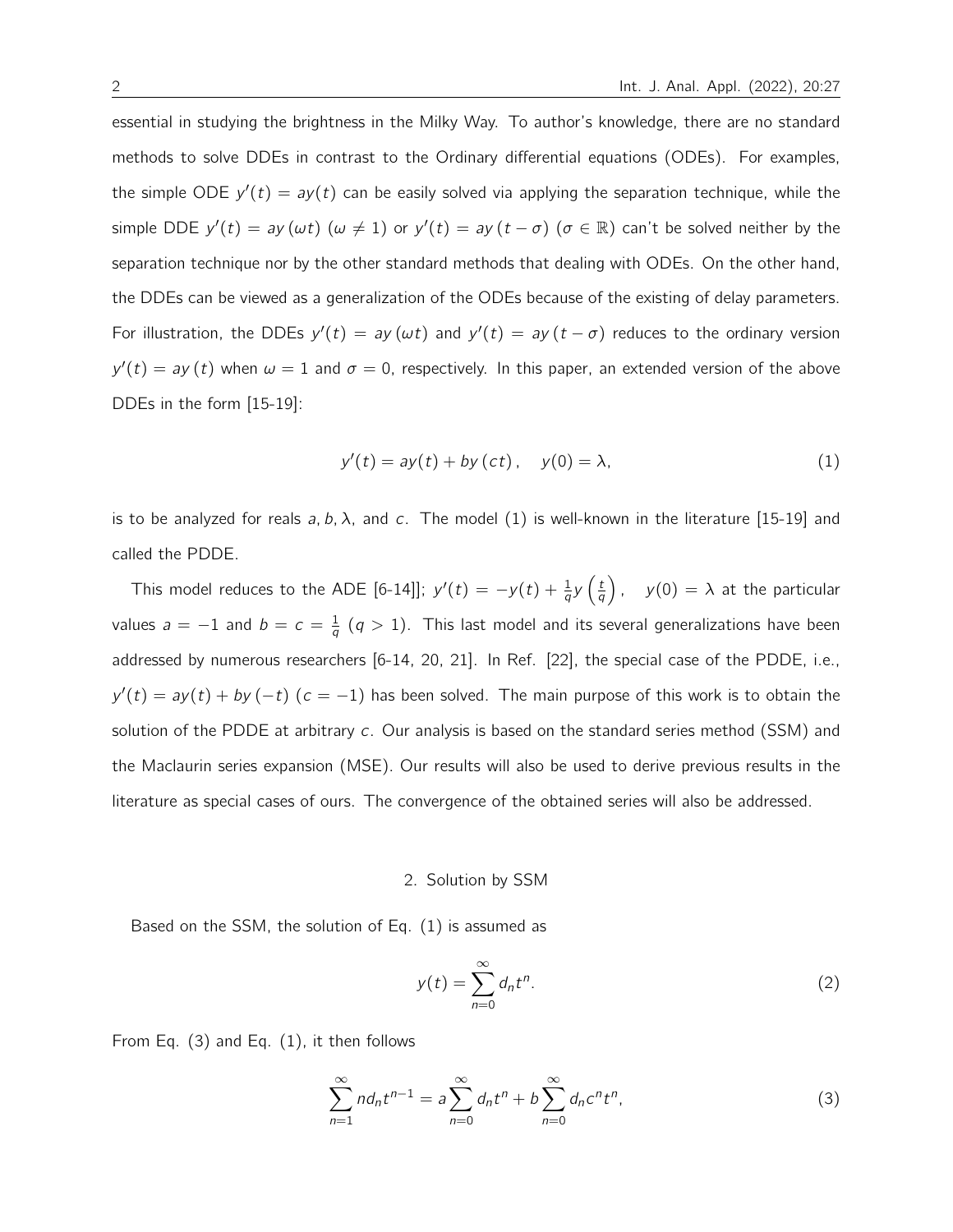essential in studying the brightness in the Milky Way. To author's knowledge, there are no standard methods to solve DDEs in contrast to the Ordinary differential equations (ODEs). For examples, the simple ODE $y'(t) = ay(t)$ can be easily solved via applying the separation technique, while the simple DDE $y'(t) = ay(\omega t)$ $(\omega \neq 1)$ or $y'(t) = ay(t - \sigma)$ $(\sigma \in \mathbb{R})$ can't be solved neither by the separation technique nor by the other standard methods that dealing with ODEs. On the other hand, the DDEs can be viewed as a generalization of the ODEs because of the existing of delay parameters. For illustration, the DDEs $y'(t) = ay(\omega t)$ and $y'(t) = ay(t - \sigma)$ reduces to the ordinary version $y'(t) = ay(t)$ when $\omega = 1$ and $\sigma = 0$, respectively. In this paper, an extended version of the above DDEs in the form [15-19]:

$$y'(t) = ay(t) + by(ct), \quad y(0) = \lambda, \tag{1}$$

is to be analyzed for reals $a, b, \lambda$, and $c$. The model (1) is well-known in the literature [15-19] and called the PDDE.

This model reduces to the ADE [6-14]]; $y'(t) = -y(t) + \frac{1}{q} y\left(\frac{t}{q}\right), \quad y(0) = \lambda$ at the particular values $a = -1$ and $b = c = \frac{1}{q}$ $(q > 1)$. This last model and its several generalizations have been addressed by numerous researchers [6-14, 20, 21]. In Ref. [22], the special case of the PDDE, i.e., $y'(t) = ay(t) + by(-t)$ $(c = -1)$ has been solved. The main purpose of this work is to obtain the solution of the PDDE at arbitrary $c$. Our analysis is based on the standard series method (SSM) and the Maclaurin series expansion (MSE). Our results will also be used to derive previous results in the literature as special cases of ours. The convergence of the obtained series will also be addressed.

## 2. Solution by SSM

Based on the SSM, the solution of Eq. (1) is assumed as

$$y(t) = \sum_{n=0}^{\infty} d_n t^n. \tag{2}$$

From Eq. (3) and Eq. (1), it then follows

$$\sum_{n=1}^{\infty} n d_n t^{n-1} = a \sum_{n=0}^{\infty} d_n t^n + b \sum_{n=0}^{\infty} d_n c^n t^n, \tag{3}$$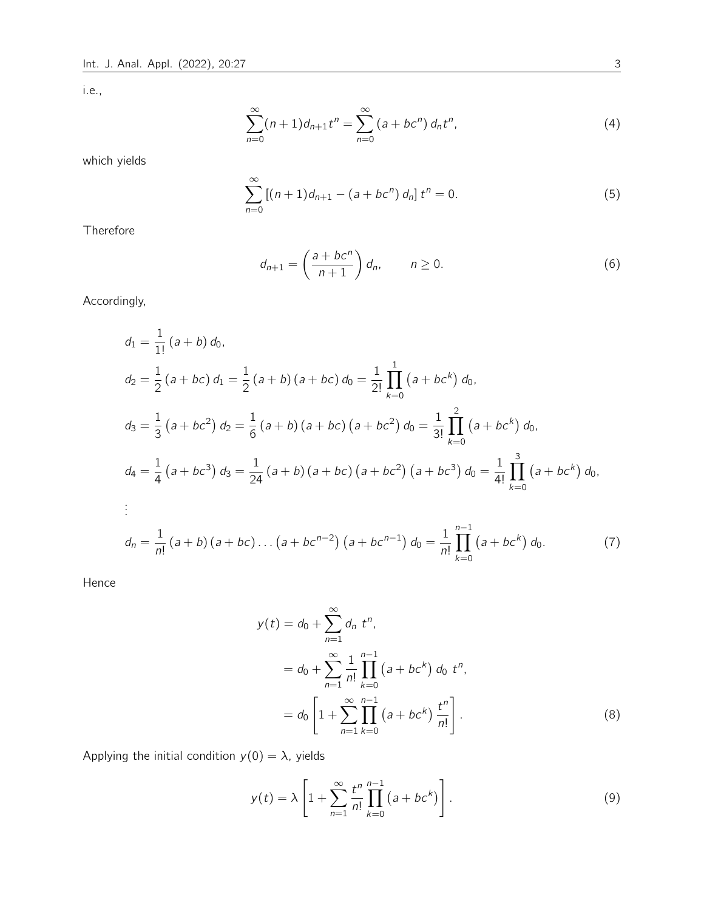i.e.,

$$\sum_{n=0}^{\infty}(n+1)d_{n+1}t^n = \sum_{n=0}^{\infty}\left(a+bc^n\right)d_n t^n, \tag{4}$$

which yields

$$\sum_{n=0}^{\infty}\left[(n+1)d_{n+1} - \left(a+bc^n\right)d_n\right]t^n = 0. \tag{5}$$

Therefore

$$d_{n+1} = \left(\frac{a+bc^n}{n+1}\right)d_n, \qquad n \geq 0. \tag{6}$$

Accordingly,

$$\begin{aligned}
d_1 &= \frac{1}{1!}\left(a+b\right)d_0, \\
d_2 &= \frac{1}{2}\left(a+bc\right)d_1 = \frac{1}{2}\left(a+b\right)\left(a+bc\right)d_0 = \frac{1}{2!}\prod_{k=0}^{1}\left(a+bc^k\right)d_0, \\
d_3 &= \frac{1}{3}\left(a+bc^2\right)d_2 = \frac{1}{6}\left(a+b\right)\left(a+bc\right)\left(a+bc^2\right)d_0 = \frac{1}{3!}\prod_{k=0}^{2}\left(a+bc^k\right)d_0, \\
d_4 &= \frac{1}{4}\left(a+bc^3\right)d_3 = \frac{1}{24}\left(a+b\right)\left(a+bc\right)\left(a+bc^2\right)\left(a+bc^3\right)d_0 = \frac{1}{4!}\prod_{k=0}^{3}\left(a+bc^k\right)d_0, \\
&\vdots \\
d_n &= \frac{1}{n!}\left(a+b\right)\left(a+bc\right)\ldots\left(a+bc^{n-2}\right)\left(a+bc^{n-1}\right)d_0 = \frac{1}{n!}\prod_{k=0}^{n-1}\left(a+bc^k\right)d_0.
\end{aligned} \tag{7}$$

Hence

$$\begin{aligned}
y(t) &= d_0 + \sum_{n=1}^{\infty} d_n\ t^n, \\
&= d_0 + \sum_{n=1}^{\infty}\frac{1}{n!}\prod_{k=0}^{n-1}\left(a+bc^k\right)d_0\ t^n, \\
&= d_0\left[1 + \sum_{n=1}^{\infty}\prod_{k=0}^{n-1}\left(a+bc^k\right)\frac{t^n}{n!}\right].
\end{aligned} \tag{8}$$

Applying the initial condition $y(0) = \lambda$, yields

$$y(t) = \lambda\left[1 + \sum_{n=1}^{\infty}\frac{t^n}{n!}\prod_{k=0}^{n-1}\left(a+bc^k\right)\right]. \tag{9}$$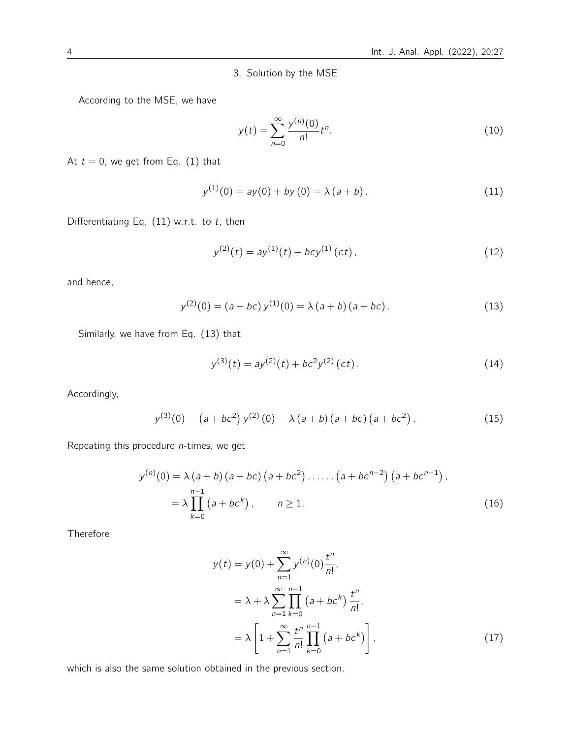## 3. Solution by the MSE

According to the MSE, we have

$$y(t) = \sum_{n=0}^{\infty} \frac{y^{(n)}(0)}{n!} t^n. \tag{10}$$

At $t = 0$, we get from Eq. (1) that

$$y^{(1)}(0) = ay(0) + by\,(0) = \lambda\,(a + b)\,. \tag{11}$$

Differentiating Eq. (11) w.r.t. to $t$, then

$$y^{(2)}(t) = ay^{(1)}(t) + bcy^{(1)}\,(ct)\,, \tag{12}$$

and hence,

$$y^{(2)}(0) = (a + bc)\,y^{(1)}(0) = \lambda\,(a + b)\,(a + bc)\,. \tag{13}$$

Similarly, we have from Eq. (13) that

$$y^{(3)}(t) = ay^{(2)}(t) + bc^2 y^{(2)}\,(ct)\,. \tag{14}$$

Accordingly,

$$y^{(3)}(0) = \left(a + bc^2\right) y^{(2)}\,(0) = \lambda\,(a + b)\,(a + bc)\left(a + bc^2\right). \tag{15}$$

Repeating this procedure $n$-times, we get

$$\begin{aligned} y^{(n)}(0) &= \lambda\,(a + b)\,(a + bc)\left(a + bc^2\right) \ldots\ldots \left(a + bc^{n-2}\right)\left(a + bc^{n-1}\right), \\ &= \lambda \prod_{k=0}^{n-1} \left(a + bc^k\right), \qquad n \geq 1. \end{aligned} \tag{16}$$

Therefore

$$\begin{aligned} y(t) &= y(0) + \sum_{n=1}^{\infty} y^{(n)}(0) \frac{t^n}{n!}, \\ &= \lambda + \lambda \sum_{n=1}^{\infty} \prod_{k=0}^{n-1} \left(a + bc^k\right) \frac{t^n}{n!}, \\ &= \lambda \left[ 1 + \sum_{n=1}^{\infty} \frac{t^n}{n!} \prod_{k=0}^{n-1} \left(a + bc^k\right) \right], \end{aligned} \tag{17}$$

which is also the same solution obtained in the previous section.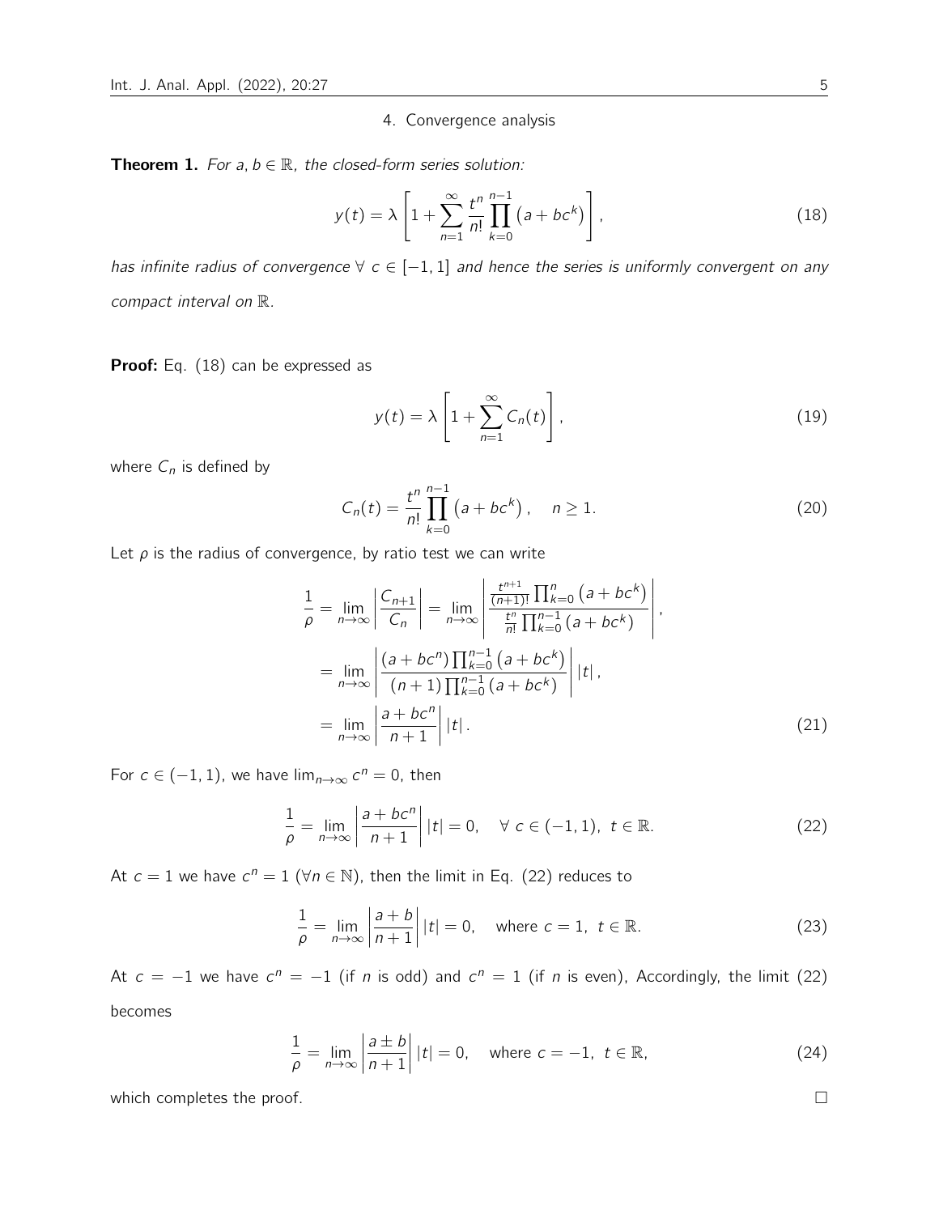## 4. Convergence analysis

**Theorem 1.** *For $a, b \in \mathbb{R}$, the closed-form series solution:*

$$y(t) = \lambda \left[ 1 + \sum_{n=1}^{\infty} \frac{t^n}{n!} \prod_{k=0}^{n-1} \left( a + bc^k \right) \right], \tag{18}$$

*has infinite radius of convergence $\forall\ c \in [-1, 1]$ and hence the series is uniformly convergent on any compact interval on $\mathbb{R}$.*

**Proof:** Eq. (18) can be expressed as

$$y(t) = \lambda \left[ 1 + \sum_{n=1}^{\infty} C_n(t) \right], \tag{19}$$

where $C_n$ is defined by

$$C_n(t) = \frac{t^n}{n!} \prod_{k=0}^{n-1} \left( a + bc^k \right), \quad n \geq 1. \tag{20}$$

Let $\rho$ is the radius of convergence, by ratio test we can write

$$\begin{aligned}
\frac{1}{\rho} &= \lim_{n \to \infty} \left| \frac{C_{n+1}}{C_n} \right| = \lim_{n \to \infty} \left| \frac{\frac{t^{n+1}}{(n+1)!} \prod_{k=0}^{n} \left( a + bc^k \right)}{\frac{t^n}{n!} \prod_{k=0}^{n-1} \left( a + bc^k \right)} \right|, \\
&= \lim_{n \to \infty} \left| \frac{\left( a + bc^n \right) \prod_{k=0}^{n-1} \left( a + bc^k \right)}{(n+1) \prod_{k=0}^{n-1} \left( a + bc^k \right)} \right| |t|, \\
&= \lim_{n \to \infty} \left| \frac{a + bc^n}{n+1} \right| |t|.
\end{aligned} \tag{21}$$

For $c \in (-1, 1)$, we have $\lim_{n \to \infty} c^n = 0$, then

$$\frac{1}{\rho} = \lim_{n \to \infty} \left| \frac{a + bc^n}{n+1} \right| |t| = 0, \quad \forall\ c \in (-1, 1),\ t \in \mathbb{R}. \tag{22}$$

At $c = 1$ we have $c^n = 1$ ($\forall n \in \mathbb{N}$), then the limit in Eq. (22) reduces to

$$\frac{1}{\rho} = \lim_{n \to \infty} \left| \frac{a + b}{n+1} \right| |t| = 0, \quad \text{where } c = 1,\ t \in \mathbb{R}. \tag{23}$$

At $c = -1$ we have $c^n = -1$ (if $n$ is odd) and $c^n = 1$ (if $n$ is even), Accordingly, the limit (22) becomes

$$\frac{1}{\rho} = \lim_{n \to \infty} \left| \frac{a \pm b}{n+1} \right| |t| = 0, \quad \text{where } c = -1,\ t \in \mathbb{R}, \tag{24}$$

which completes the proof. □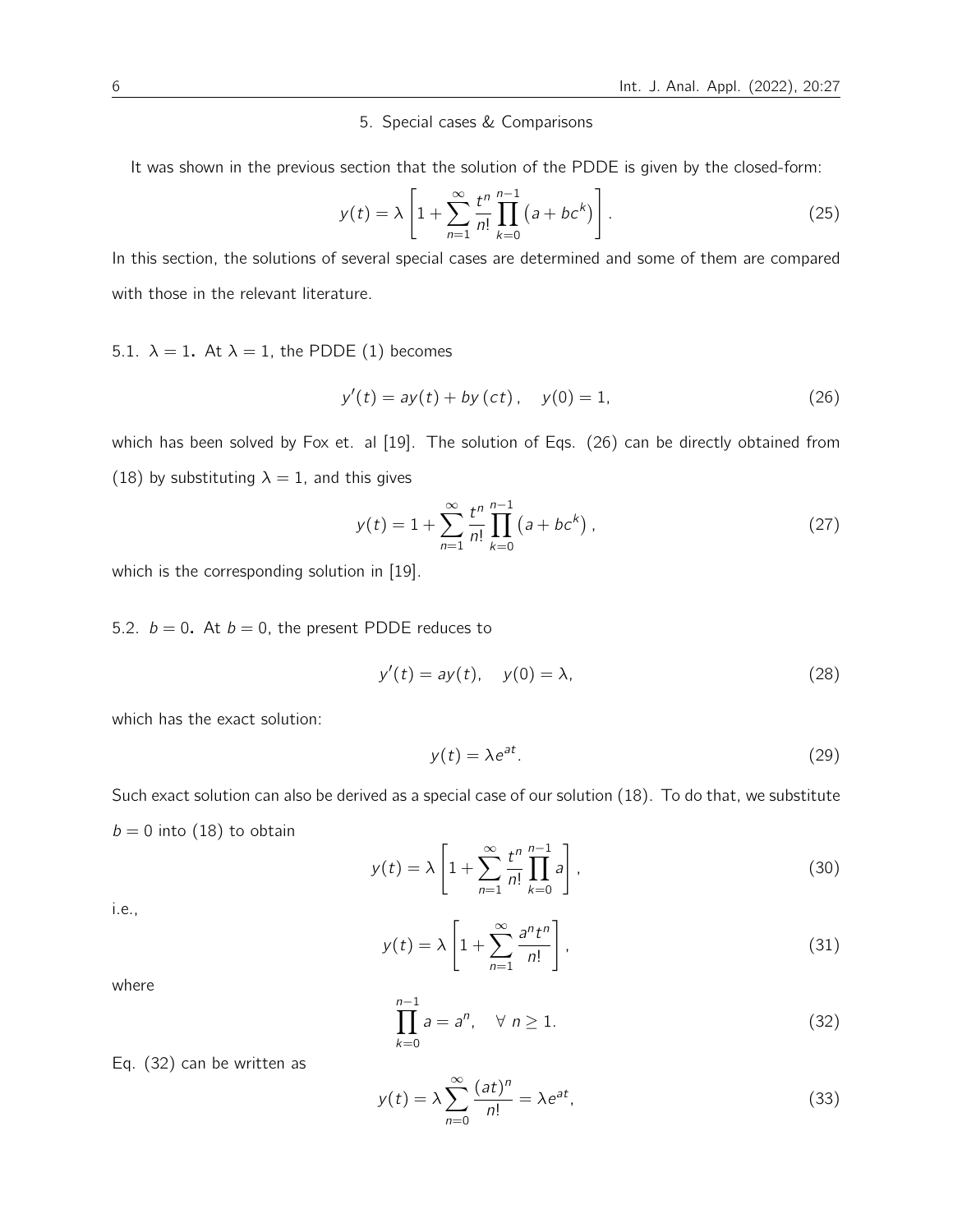## 5. Special cases & Comparisons

It was shown in the previous section that the solution of the PDDE is given by the closed-form:

$$y(t) = \lambda \left[ 1 + \sum_{n=1}^{\infty} \frac{t^n}{n!} \prod_{k=0}^{n-1} \left( a + bc^k \right) \right]. \tag{25}$$

In this section, the solutions of several special cases are determined and some of them are compared with those in the relevant literature.

### 5.1. $\lambda = 1$.

At $\lambda = 1$, the PDDE (1) becomes

$$y'(t) = ay(t) + by\left(ct\right), \quad y(0) = 1, \tag{26}$$

which has been solved by Fox et. al [19]. The solution of Eqs. (26) can be directly obtained from (18) by substituting $\lambda = 1$, and this gives

$$y(t) = 1 + \sum_{n=1}^{\infty} \frac{t^n}{n!} \prod_{k=0}^{n-1} \left( a + bc^k \right), \tag{27}$$

which is the corresponding solution in [19].

### 5.2. $b = 0$.

At $b = 0$, the present PDDE reduces to

$$y'(t) = ay(t), \quad y(0) = \lambda, \tag{28}$$

which has the exact solution:

$$y(t) = \lambda e^{at}. \tag{29}$$

Such exact solution can also be derived as a special case of our solution (18). To do that, we substitute $b = 0$ into (18) to obtain

$$y(t) = \lambda \left[ 1 + \sum_{n=1}^{\infty} \frac{t^n}{n!} \prod_{k=0}^{n-1} a \right], \tag{30}$$

i.e.,

$$y(t) = \lambda \left[ 1 + \sum_{n=1}^{\infty} \frac{a^n t^n}{n!} \right], \tag{31}$$

where

$$\prod_{k=0}^{n-1} a = a^n, \quad \forall \ n \geq 1. \tag{32}$$

Eq. (32) can be written as

$$y(t) = \lambda \sum_{n=0}^{\infty} \frac{(at)^n}{n!} = \lambda e^{at}, \tag{33}$$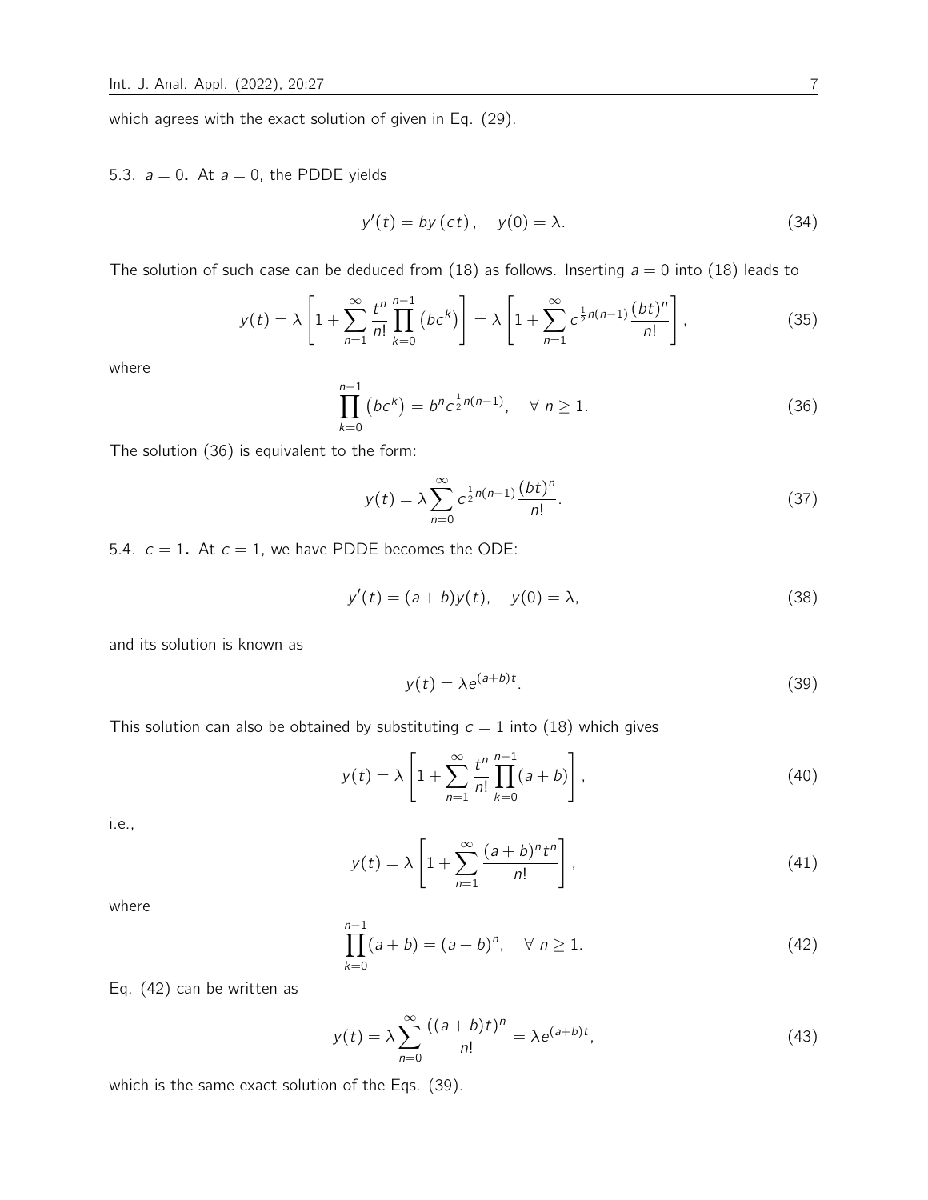which agrees with the exact solution of given in Eq. (29).

### 5.3. $a = 0$.

At $a = 0$, the PDDE yields

$$y'(t) = by\left(ct\right), \quad y(0) = \lambda. \tag{34}$$

The solution of such case can be deduced from (18) as follows. Inserting $a = 0$ into (18) leads to

$$y(t) = \lambda \left[1 + \sum_{n=1}^{\infty} \frac{t^n}{n!} \prod_{k=0}^{n-1} \left(bc^k\right)\right] = \lambda \left[1 + \sum_{n=1}^{\infty} c^{\frac{1}{2}n(n-1)} \frac{(bt)^n}{n!}\right], \tag{35}$$

where

$$\prod_{k=0}^{n-1} \left(bc^k\right) = b^n c^{\frac{1}{2}n(n-1)}, \quad \forall\ n \geq 1. \tag{36}$$

The solution (36) is equivalent to the form:

$$y(t) = \lambda \sum_{n=0}^{\infty} c^{\frac{1}{2}n(n-1)} \frac{(bt)^n}{n!}. \tag{37}$$

### 5.4. $c = 1$.

At $c = 1$, we have PDDE becomes the ODE:

$$y'(t) = (a+b)y(t), \quad y(0) = \lambda, \tag{38}$$

and its solution is known as

$$y(t) = \lambda e^{(a+b)t}. \tag{39}$$

This solution can also be obtained by substituting $c = 1$ into (18) which gives

$$y(t) = \lambda \left[1 + \sum_{n=1}^{\infty} \frac{t^n}{n!} \prod_{k=0}^{n-1} (a+b)\right], \tag{40}$$

i.e.,

$$y(t) = \lambda \left[1 + \sum_{n=1}^{\infty} \frac{(a+b)^n t^n}{n!}\right], \tag{41}$$

where

$$\prod_{k=0}^{n-1} (a+b) = (a+b)^n, \quad \forall\ n \geq 1. \tag{42}$$

Eq. (42) can be written as

$$y(t) = \lambda \sum_{n=0}^{\infty} \frac{((a+b)t)^n}{n!} = \lambda e^{(a+b)t}, \tag{43}$$

which is the same exact solution of the Eqs. (39).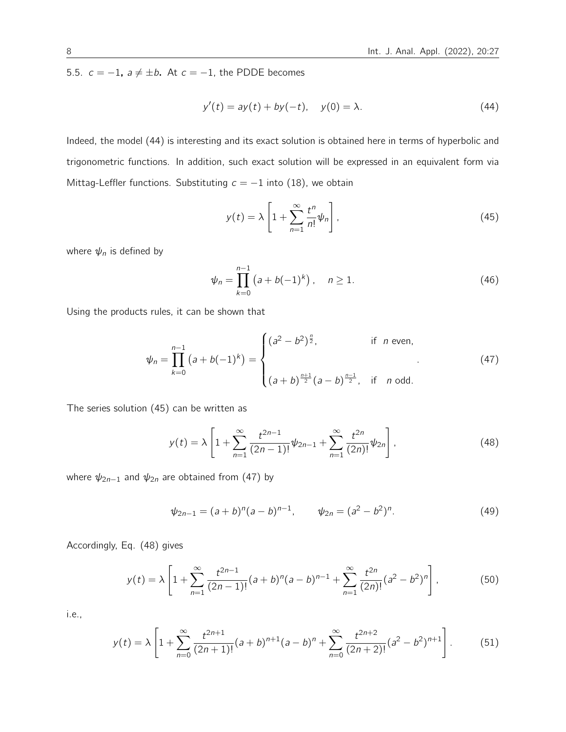### 5.5. $c = -1$, $a \neq \pm b$.

At $c = -1$, the PDDE becomes

$$y'(t) = ay(t) + by(-t), \quad y(0) = \lambda. \tag{44}$$

Indeed, the model (44) is interesting and its exact solution is obtained here in terms of hyperbolic and trigonometric functions. In addition, such exact solution will be expressed in an equivalent form via Mittag-Leffler functions. Substituting $c = -1$ into (18), we obtain

$$y(t) = \lambda \left[ 1 + \sum_{n=1}^{\infty} \frac{t^n}{n!} \psi_n \right], \tag{45}$$

where $\psi_n$ is defined by

$$\psi_n = \prod_{k=0}^{n-1} \left( a + b(-1)^k \right), \quad n \geq 1. \tag{46}$$

Using the products rules, it can be shown that

$$\psi_n = \prod_{k=0}^{n-1} \left( a + b(-1)^k \right) = \begin{cases} (a^2 - b^2)^{\frac{n}{2}}, & \text{if } \ n \text{ even}, \\ \\ (a+b)^{\frac{n+1}{2}} (a-b)^{\frac{n-1}{2}}, & \text{if } \ n \text{ odd}. \end{cases} \tag{47}$$

The series solution (45) can be written as

$$y(t) = \lambda \left[ 1 + \sum_{n=1}^{\infty} \frac{t^{2n-1}}{(2n-1)!} \psi_{2n-1} + \sum_{n=1}^{\infty} \frac{t^{2n}}{(2n)!} \psi_{2n} \right], \tag{48}$$

where $\psi_{2n-1}$ and $\psi_{2n}$ are obtained from (47) by

$$\psi_{2n-1} = (a+b)^n (a-b)^{n-1}, \qquad \psi_{2n} = (a^2 - b^2)^n. \tag{49}$$

Accordingly, Eq. (48) gives

$$y(t) = \lambda \left[ 1 + \sum_{n=1}^{\infty} \frac{t^{2n-1}}{(2n-1)!} (a+b)^n (a-b)^{n-1} + \sum_{n=1}^{\infty} \frac{t^{2n}}{(2n)!} (a^2 - b^2)^n \right], \tag{50}$$

i.e.,

$$y(t) = \lambda \left[ 1 + \sum_{n=0}^{\infty} \frac{t^{2n+1}}{(2n+1)!} (a+b)^{n+1} (a-b)^n + \sum_{n=0}^{\infty} \frac{t^{2n+2}}{(2n+2)!} (a^2 - b^2)^{n+1} \right]. \tag{51}$$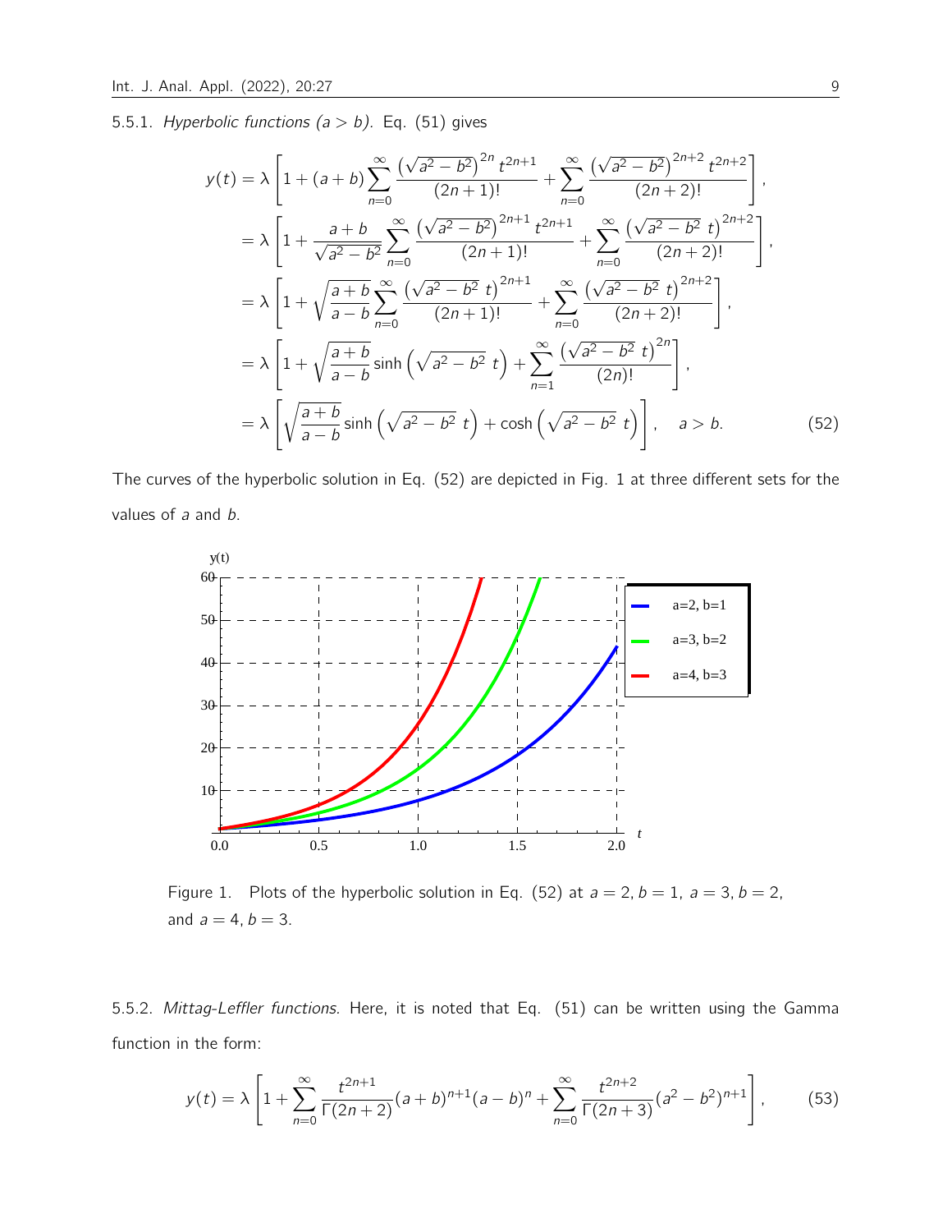5.5.1. *Hyperbolic functions* $(a > b)$. Eq. (51) gives

$$
\begin{aligned}
y(t) &= \lambda \left[ 1 + (a+b) \sum_{n=0}^{\infty} \frac{\left(\sqrt{a^2-b^2}\right)^{2n} t^{2n+1}}{(2n+1)!} + \sum_{n=0}^{\infty} \frac{\left(\sqrt{a^2-b^2}\right)^{2n+2} t^{2n+2}}{(2n+2)!} \right], \\
&= \lambda \left[ 1 + \frac{a+b}{\sqrt{a^2-b^2}} \sum_{n=0}^{\infty} \frac{\left(\sqrt{a^2-b^2}\right)^{2n+1} t^{2n+1}}{(2n+1)!} + \sum_{n=0}^{\infty} \frac{\left(\sqrt{a^2-b^2}\ t\right)^{2n+2}}{(2n+2)!} \right], \\
&= \lambda \left[ 1 + \sqrt{\frac{a+b}{a-b}} \sum_{n=0}^{\infty} \frac{\left(\sqrt{a^2-b^2}\ t\right)^{2n+1}}{(2n+1)!} + \sum_{n=0}^{\infty} \frac{\left(\sqrt{a^2-b^2}\ t\right)^{2n+2}}{(2n+2)!} \right], \\
&= \lambda \left[ 1 + \sqrt{\frac{a+b}{a-b}} \sinh\left(\sqrt{a^2-b^2}\ t\right) + \sum_{n=1}^{\infty} \frac{\left(\sqrt{a^2-b^2}\ t\right)^{2n}}{(2n)!} \right], \\
&= \lambda \left[ \sqrt{\frac{a+b}{a-b}} \sinh\left(\sqrt{a^2-b^2}\ t\right) + \cosh\left(\sqrt{a^2-b^2}\ t\right) \right], \quad a > b. \qquad (52)
\end{aligned}
$$

The curves of the hyperbolic solution in Eq. (52) are depicted in Fig. 1 at three different sets for the values of $a$ and $b$.

Figure 1. Plots of the hyperbolic solution in Eq. (52) at $a = 2, b = 1$, $a = 3, b = 2$, and $a = 4, b = 3$.

5.5.2. *Mittag-Leffler functions*. Here, it is noted that Eq. (51) can be written using the Gamma function in the form:

$$
y(t) = \lambda \left[ 1 + \sum_{n=0}^{\infty} \frac{t^{2n+1}}{\Gamma(2n+2)} (a+b)^{n+1} (a-b)^n + \sum_{n=0}^{\infty} \frac{t^{2n+2}}{\Gamma(2n+3)} (a^2-b^2)^{n+1} \right], \qquad (53)
$$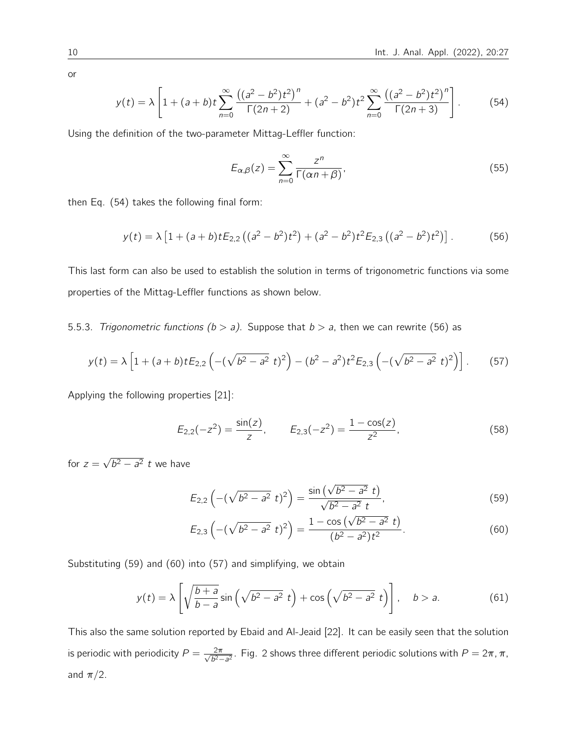or

$$y(t) = \lambda \left[ 1 + (a+b)t \sum_{n=0}^{\infty} \frac{\left((a^2-b^2)t^2\right)^n}{\Gamma(2n+2)} + (a^2-b^2)t^2 \sum_{n=0}^{\infty} \frac{\left((a^2-b^2)t^2\right)^n}{\Gamma(2n+3)} \right]. \tag{54}$$

Using the definition of the two-parameter Mittag-Leffler function:

$$E_{\alpha,\beta}(z) = \sum_{n=0}^{\infty} \frac{z^n}{\Gamma(\alpha n + \beta)}, \tag{55}$$

then Eq. (54) takes the following final form:

$$y(t) = \lambda \left[ 1 + (a+b)t E_{2,2}\left((a^2-b^2)t^2\right) + (a^2-b^2)t^2 E_{2,3}\left((a^2-b^2)t^2\right) \right]. \tag{56}$$

This last form can also be used to establish the solution in terms of trigonometric functions via some properties of the Mittag-Leffler functions as shown below.

5.5.3. *Trigonometric functions ($b > a$).* Suppose that $b > a$, then we can rewrite (56) as

$$y(t) = \lambda \left[ 1 + (a+b)t E_{2,2}\left(-(\sqrt{b^2-a^2}\ t)^2\right) - (b^2-a^2)t^2 E_{2,3}\left(-(\sqrt{b^2-a^2}\ t)^2\right) \right]. \tag{57}$$

Applying the following properties [21]:

$$E_{2,2}(-z^2) = \frac{\sin(z)}{z}, \qquad E_{2,3}(-z^2) = \frac{1-\cos(z)}{z^2}, \tag{58}$$

for $z = \sqrt{b^2-a^2}\ t$ we have

$$E_{2,2}\left(-(\sqrt{b^2-a^2}\ t)^2\right) = \frac{\sin\left(\sqrt{b^2-a^2}\ t\right)}{\sqrt{b^2-a^2}\ t}, \tag{59}$$

$$E_{2,3}\left(-(\sqrt{b^2-a^2}\ t)^2\right) = \frac{1-\cos\left(\sqrt{b^2-a^2}\ t\right)}{(b^2-a^2)t^2}. \tag{60}$$

Substituting (59) and (60) into (57) and simplifying, we obtain

$$y(t) = \lambda \left[ \sqrt{\frac{b+a}{b-a}} \sin\left(\sqrt{b^2-a^2}\ t\right) + \cos\left(\sqrt{b^2-a^2}\ t\right) \right], \quad b > a. \tag{61}$$

This also the same solution reported by Ebaid and Al-Jeaid [22]. It can be easily seen that the solution is periodic with periodicity $P = \frac{2\pi}{\sqrt{b^2-a^2}}$. Fig. 2 shows three different periodic solutions with $P = 2\pi, \pi$, and $\pi/2$.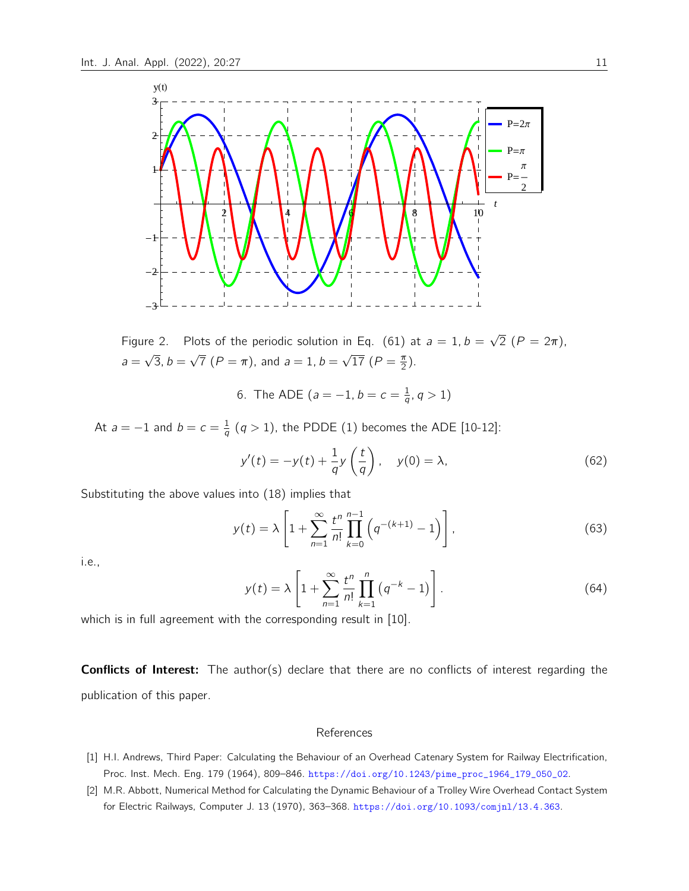Figure 2. Plots of the periodic solution in Eq. (61) at $a = 1, b = \sqrt{2}$ ($P = 2\pi$), $a = \sqrt{3}, b = \sqrt{7}$ ($P = \pi$), and $a = 1, b = \sqrt{17}$ ($P = \frac{\pi}{2}$).

## 6. The ADE ($a = -1, b = c = \frac{1}{q}, q > 1$)

At $a = -1$ and $b = c = \frac{1}{q}$ ($q > 1$), the PDDE (1) becomes the ADE [10-12]:

$$y'(t) = -y(t) + \frac{1}{q} y\left(\frac{t}{q}\right), \quad y(0) = \lambda, \tag{62}$$

Substituting the above values into (18) implies that

$$y(t) = \lambda \left[1 + \sum_{n=1}^{\infty} \frac{t^n}{n!} \prod_{k=0}^{n-1} \left(q^{-(k+1)} - 1\right)\right], \tag{63}$$

i.e.,

$$y(t) = \lambda \left[1 + \sum_{n=1}^{\infty} \frac{t^n}{n!} \prod_{k=1}^{n} \left(q^{-k} - 1\right)\right]. \tag{64}$$

which is in full agreement with the corresponding result in [10].

**Conflicts of Interest:** The author(s) declare that there are no conflicts of interest regarding the publication of this paper.

## References

[1] H.I. Andrews, Third Paper: Calculating the Behaviour of an Overhead Catenary System for Railway Electrification, Proc. Inst. Mech. Eng. 179 (1964), 809–846. https://doi.org/10.1243/pime_proc_1964_179_050_02.

[2] M.R. Abbott, Numerical Method for Calculating the Dynamic Behaviour of a Trolley Wire Overhead Contact System for Electric Railways, Computer J. 13 (1970), 363–368. https://doi.org/10.1093/comjnl/13.4.363.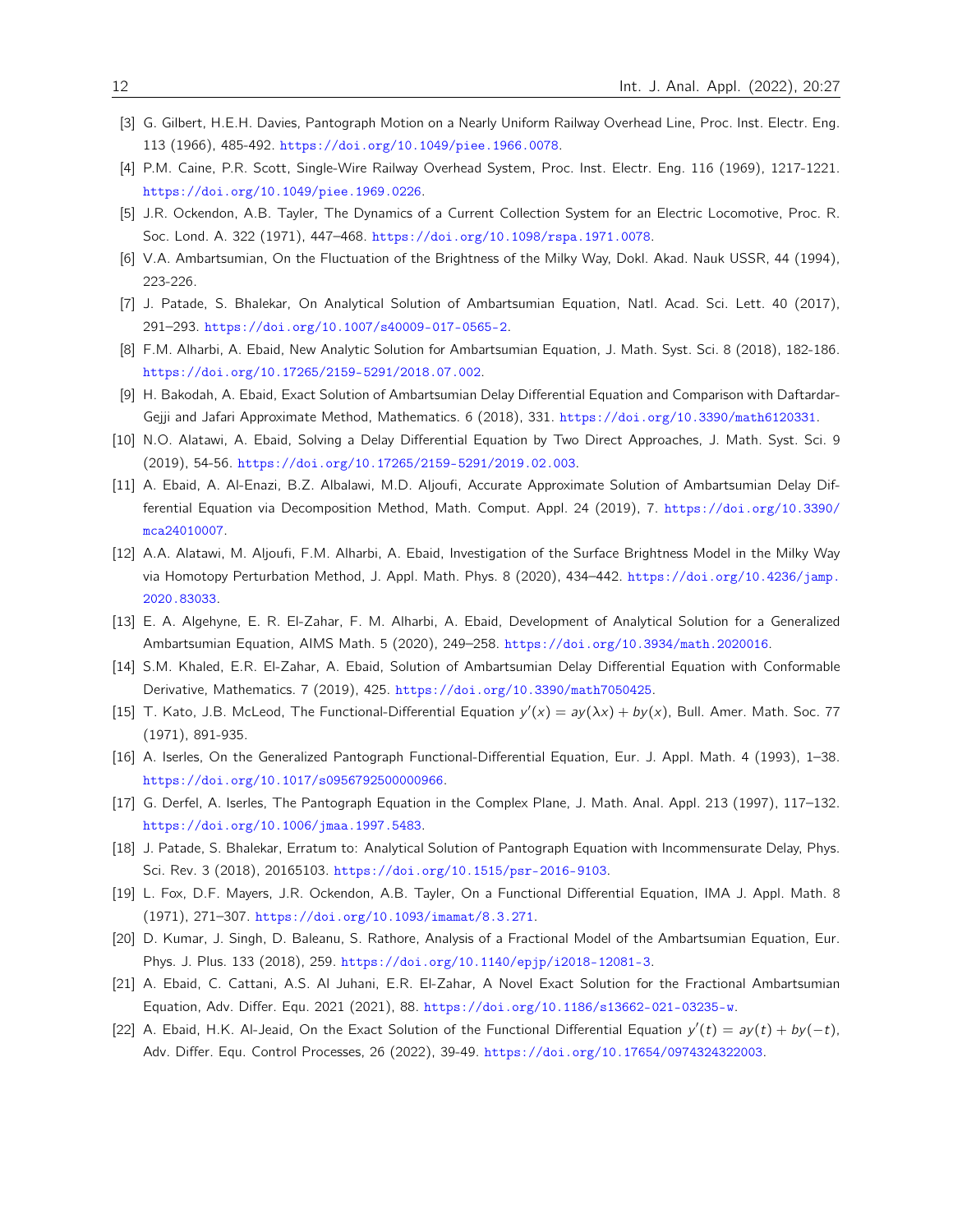[3] G. Gilbert, H.E.H. Davies, Pantograph Motion on a Nearly Uniform Railway Overhead Line, Proc. Inst. Electr. Eng. 113 (1966), 485-492. https://doi.org/10.1049/piee.1966.0078.

[4] P.M. Caine, P.R. Scott, Single-Wire Railway Overhead System, Proc. Inst. Electr. Eng. 116 (1969), 1217-1221. https://doi.org/10.1049/piee.1969.0226.

[5] J.R. Ockendon, A.B. Tayler, The Dynamics of a Current Collection System for an Electric Locomotive, Proc. R. Soc. Lond. A. 322 (1971), 447–468. https://doi.org/10.1098/rspa.1971.0078.

[6] V.A. Ambartsumian, On the Fluctuation of the Brightness of the Milky Way, Dokl. Akad. Nauk USSR, 44 (1994), 223-226.

[7] J. Patade, S. Bhalekar, On Analytical Solution of Ambartsumian Equation, Natl. Acad. Sci. Lett. 40 (2017), 291–293. https://doi.org/10.1007/s40009-017-0565-2.

[8] F.M. Alharbi, A. Ebaid, New Analytic Solution for Ambartsumian Equation, J. Math. Syst. Sci. 8 (2018), 182-186. https://doi.org/10.17265/2159-5291/2018.07.002.

[9] H. Bakodah, A. Ebaid, Exact Solution of Ambartsumian Delay Differential Equation and Comparison with Daftardar-Gejji and Jafari Approximate Method, Mathematics. 6 (2018), 331. https://doi.org/10.3390/math6120331.

[10] N.O. Alatawi, A. Ebaid, Solving a Delay Differential Equation by Two Direct Approaches, J. Math. Syst. Sci. 9 (2019), 54-56. https://doi.org/10.17265/2159-5291/2019.02.003.

[11] A. Ebaid, A. Al-Enazi, B.Z. Albalawi, M.D. Aljoufi, Accurate Approximate Solution of Ambartsumian Delay Differential Equation via Decomposition Method, Math. Comput. Appl. 24 (2019), 7. https://doi.org/10.3390/mca24010007.

[12] A.A. Alatawi, M. Aljoufi, F.M. Alharbi, A. Ebaid, Investigation of the Surface Brightness Model in the Milky Way via Homotopy Perturbation Method, J. Appl. Math. Phys. 8 (2020), 434–442. https://doi.org/10.4236/jamp.2020.83033.

[13] E. A. Algehyne, E. R. El-Zahar, F. M. Alharbi, A. Ebaid, Development of Analytical Solution for a Generalized Ambartsumian Equation, AIMS Math. 5 (2020), 249–258. https://doi.org/10.3934/math.2020016.

[14] S.M. Khaled, E.R. El-Zahar, A. Ebaid, Solution of Ambartsumian Delay Differential Equation with Conformable Derivative, Mathematics. 7 (2019), 425. https://doi.org/10.3390/math7050425.

[15] T. Kato, J.B. McLeod, The Functional-Differential Equation $y'(x) = ay(\lambda x) + by(x)$, Bull. Amer. Math. Soc. 77 (1971), 891-935.

[16] A. Iserles, On the Generalized Pantograph Functional-Differential Equation, Eur. J. Appl. Math. 4 (1993), 1–38. https://doi.org/10.1017/s0956792500000966.

[17] G. Derfel, A. Iserles, The Pantograph Equation in the Complex Plane, J. Math. Anal. Appl. 213 (1997), 117–132. https://doi.org/10.1006/jmaa.1997.5483.

[18] J. Patade, S. Bhalekar, Erratum to: Analytical Solution of Pantograph Equation with Incommensurate Delay, Phys. Sci. Rev. 3 (2018), 20165103. https://doi.org/10.1515/psr-2016-9103.

[19] L. Fox, D.F. Mayers, J.R. Ockendon, A.B. Tayler, On a Functional Differential Equation, IMA J. Appl. Math. 8 (1971), 271–307. https://doi.org/10.1093/imamat/8.3.271.

[20] D. Kumar, J. Singh, D. Baleanu, S. Rathore, Analysis of a Fractional Model of the Ambartsumian Equation, Eur. Phys. J. Plus. 133 (2018), 259. https://doi.org/10.1140/epjp/i2018-12081-3.

[21] A. Ebaid, C. Cattani, A.S. Al Juhani, E.R. El-Zahar, A Novel Exact Solution for the Fractional Ambartsumian Equation, Adv. Differ. Equ. 2021 (2021), 88. https://doi.org/10.1186/s13662-021-03235-w.

[22] A. Ebaid, H.K. Al-Jeaid, On the Exact Solution of the Functional Differential Equation $y'(t) = ay(t) + by(-t)$, Adv. Differ. Equ. Control Processes, 26 (2022), 39-49. https://doi.org/10.17654/0974324322003.